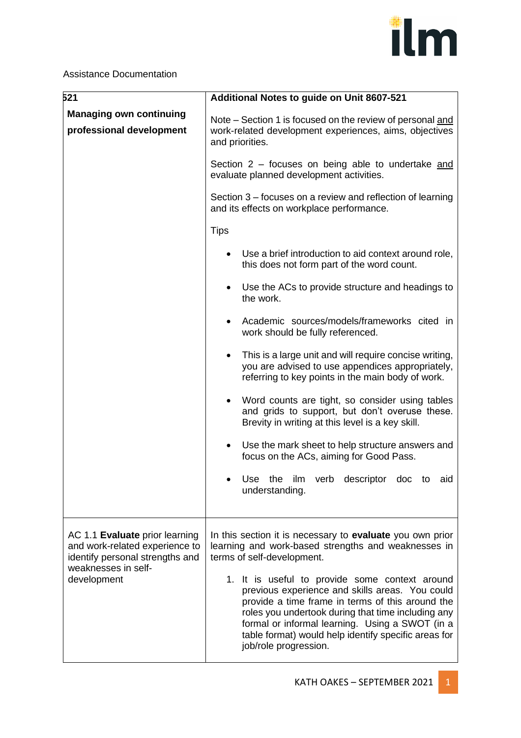Assistance Documentation

| 521<br>**Managing own continuing professional development** | **Additional Notes to guide on Unit 8607-521**<br><br>Note – Section 1 is focused on the review of personal and work-related development experiences, aims, objectives and priorities.<br><br>Section 2 – focuses on being able to undertake and evaluate planned development activities.<br><br>Section 3 – focuses on a review and reflection of learning and its effects on workplace performance.<br><br>Tips<br><br>• Use a brief introduction to aid context around role, this does not form part of the word count.<br>• Use the ACs to provide structure and headings to the work.<br>• Academic sources/models/frameworks cited in work should be fully referenced.<br>• This is a large unit and will require concise writing, you are advised to use appendices appropriately, referring to key points in the main body of work.<br>• Word counts are tight, so consider using tables and grids to support, but don't overuse these. Brevity in writing at this level is a key skill.<br>• Use the mark sheet to help structure answers and focus on the ACs, aiming for Good Pass.<br>• Use the ilm verb descriptor doc to aid understanding. |
|---|---|
| AC 1.1 **Evaluate** prior learning and work-related experience to identify personal strengths and weaknesses in self-development | In this section it is necessary to **evaluate** you own prior learning and work-based strengths and weaknesses in terms of self-development.<br><br>1. It is useful to provide some context around previous experience and skills areas. You could provide a time frame in terms of this around the roles you undertook during that time including any formal or informal learning. Using a SWOT (in a table format) would help identify specific areas for job/role progression. |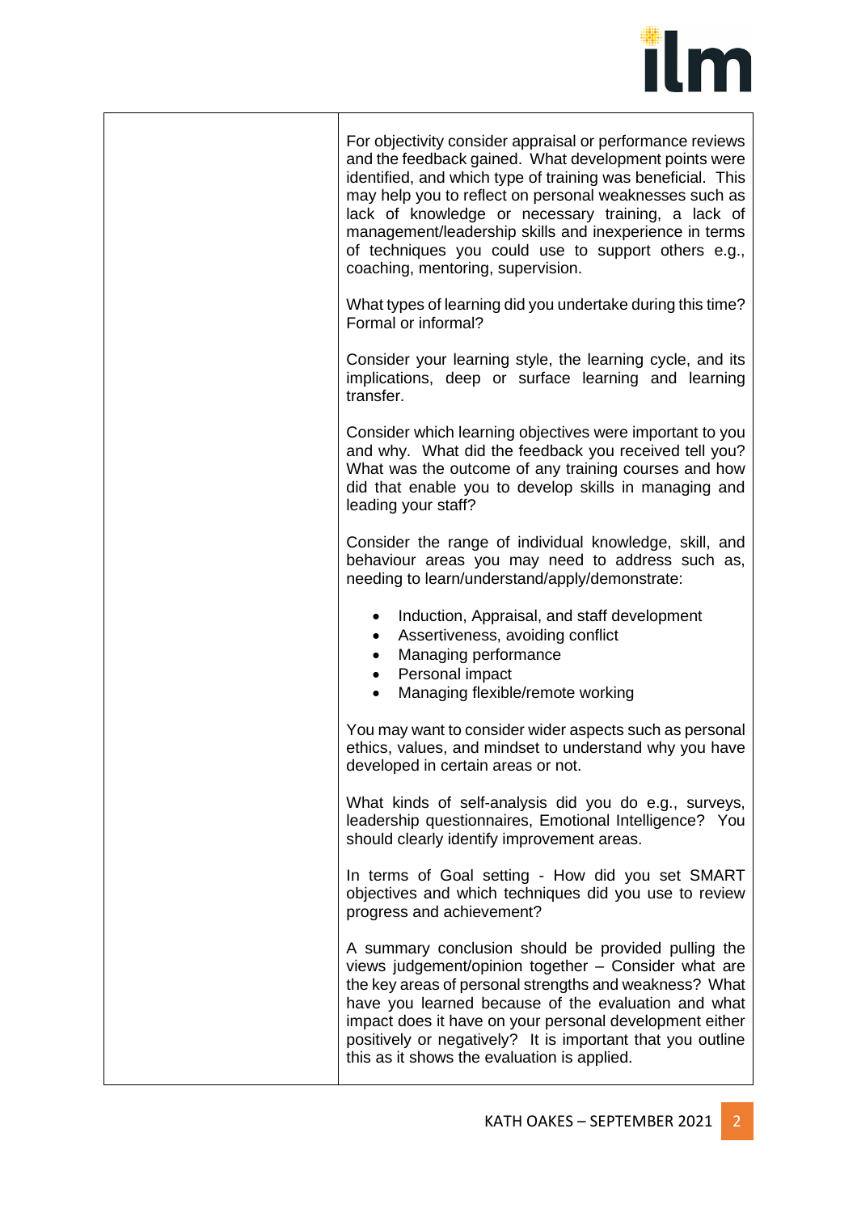| | |
|---|---|
| | For objectivity consider appraisal or performance reviews and the feedback gained. What development points were identified, and which type of training was beneficial. This may help you to reflect on personal weaknesses such as lack of knowledge or necessary training, a lack of management/leadership skills and inexperience in terms of techniques you could use to support others e.g., coaching, mentoring, supervision.<br><br>What types of learning did you undertake during this time? Formal or informal?<br><br>Consider your learning style, the learning cycle, and its implications, deep or surface learning and learning transfer.<br><br>Consider which learning objectives were important to you and why. What did the feedback you received tell you? What was the outcome of any training courses and how did that enable you to develop skills in managing and leading your staff?<br><br>Consider the range of individual knowledge, skill, and behaviour areas you may need to address such as, needing to learn/understand/apply/demonstrate:<br><br>• Induction, Appraisal, and staff development<br>• Assertiveness, avoiding conflict<br>• Managing performance<br>• Personal impact<br>• Managing flexible/remote working<br><br>You may want to consider wider aspects such as personal ethics, values, and mindset to understand why you have developed in certain areas or not.<br><br>What kinds of self-analysis did you do e.g., surveys, leadership questionnaires, Emotional Intelligence? You should clearly identify improvement areas.<br><br>In terms of Goal setting - How did you set SMART objectives and which techniques did you use to review progress and achievement?<br><br>A summary conclusion should be provided pulling the views judgement/opinion together – Consider what are the key areas of personal strengths and weakness? What have you learned because of the evaluation and what impact does it have on your personal development either positively or negatively? It is important that you outline this as it shows the evaluation is applied. |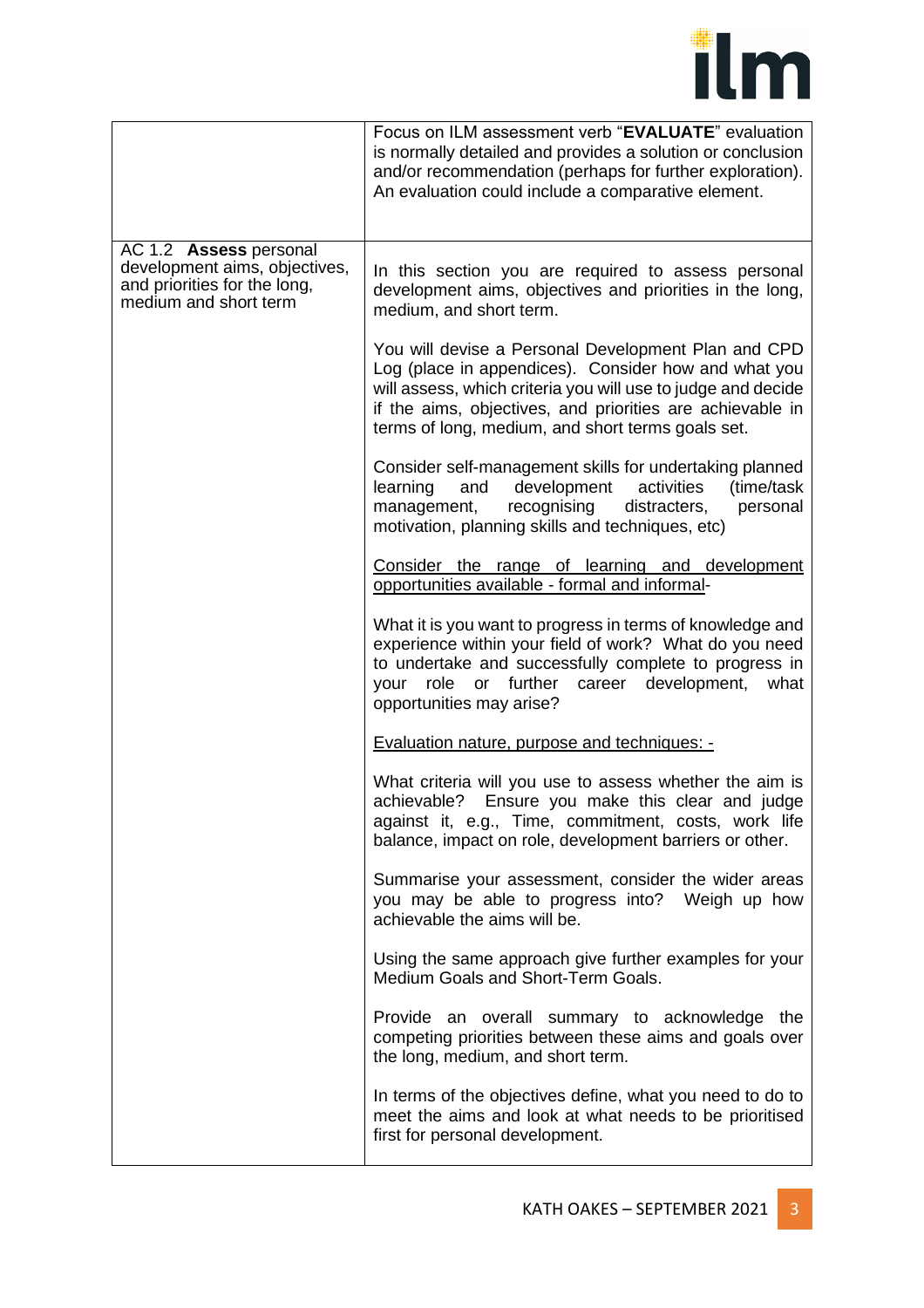| | |
|---|---|
| | Focus on ILM assessment verb "**EVALUATE**" evaluation is normally detailed and provides a solution or conclusion and/or recommendation (perhaps for further exploration). An evaluation could include a comparative element. |
| AC 1.2 **Assess** personal development aims, objectives, and priorities for the long, medium and short term | In this section you are required to assess personal development aims, objectives and priorities in the long, medium, and short term.<br><br>You will devise a Personal Development Plan and CPD Log (place in appendices). Consider how and what you will assess, which criteria you will use to judge and decide if the aims, objectives, and priorities are achievable in terms of long, medium, and short terms goals set.<br><br>Consider self-management skills for undertaking planned learning and development activities (time/task management, recognising distracters, personal motivation, planning skills and techniques, etc)<br><br><u>Consider the range of learning and development opportunities available - formal and informal</u>-<br><br>What it is you want to progress in terms of knowledge and experience within your field of work? What do you need to undertake and successfully complete to progress in your role or further career development, what opportunities may arise?<br><br><u>Evaluation nature, purpose and techniques: -</u><br><br>What criteria will you use to assess whether the aim is achievable? Ensure you make this clear and judge against it, e.g., Time, commitment, costs, work life balance, impact on role, development barriers or other.<br><br>Summarise your assessment, consider the wider areas you may be able to progress into? Weigh up how achievable the aims will be.<br><br>Using the same approach give further examples for your Medium Goals and Short-Term Goals.<br><br>Provide an overall summary to acknowledge the competing priorities between these aims and goals over the long, medium, and short term.<br><br>In terms of the objectives define, what you need to do to meet the aims and look at what needs to be prioritised first for personal development. |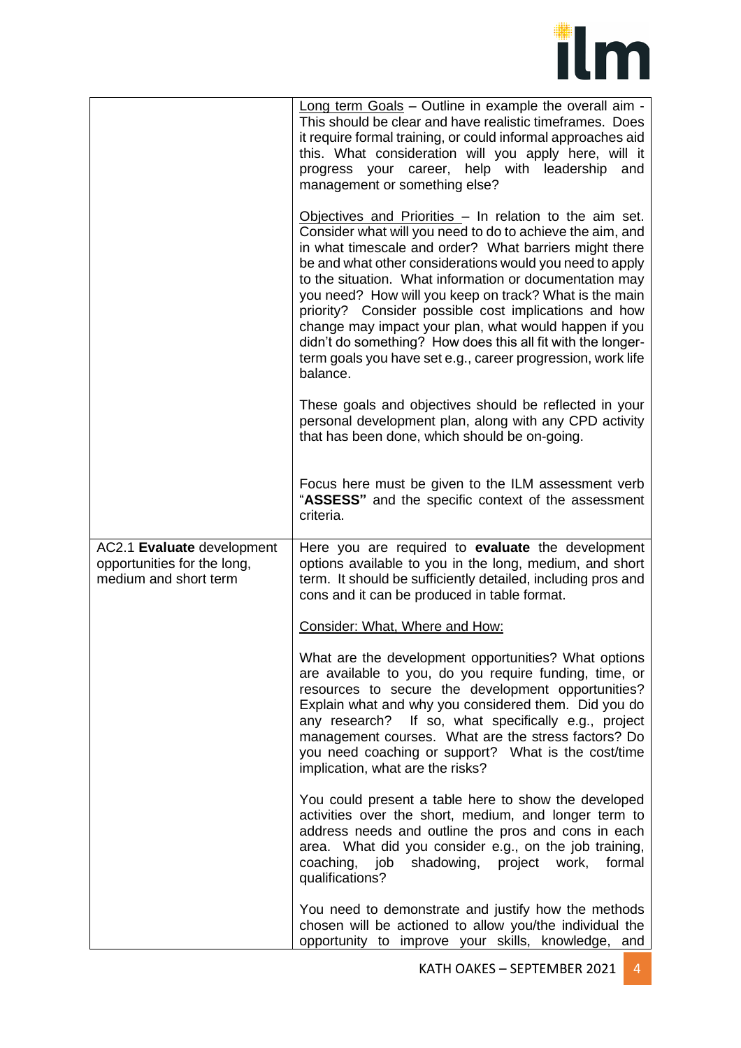| | |
|---|---|
| | Long term Goals – Outline in example the overall aim - This should be clear and have realistic timeframes. Does it require formal training, or could informal approaches aid this. What consideration will you apply here, will it progress your career, help with leadership and management or something else?<br><br>Objectives and Priorities – In relation to the aim set. Consider what will you need to do to achieve the aim, and in what timescale and order? What barriers might there be and what other considerations would you need to apply to the situation. What information or documentation may you need? How will you keep on track? What is the main priority? Consider possible cost implications and how change may impact your plan, what would happen if you didn't do something? How does this all fit with the longer-term goals you have set e.g., career progression, work life balance.<br><br>These goals and objectives should be reflected in your personal development plan, along with any CPD activity that has been done, which should be on-going.<br><br>Focus here must be given to the ILM assessment verb "**ASSESS"** and the specific context of the assessment criteria. |
| AC2.1 **Evaluate** development opportunities for the long, medium and short term | Here you are required to **evaluate** the development options available to you in the long, medium, and short term. It should be sufficiently detailed, including pros and cons and it can be produced in table format.<br><br>Consider: What, Where and How:<br><br>What are the development opportunities? What options are available to you, do you require funding, time, or resources to secure the development opportunities? Explain what and why you considered them. Did you do any research? If so, what specifically e.g., project management courses. What are the stress factors? Do you need coaching or support? What is the cost/time implication, what are the risks?<br><br>You could present a table here to show the developed activities over the short, medium, and longer term to address needs and outline the pros and cons in each area. What did you consider e.g., on the job training, coaching, job shadowing, project work, formal qualifications?<br><br>You need to demonstrate and justify how the methods chosen will be actioned to allow you/the individual the opportunity to improve your skills, knowledge, and |

KATH OAKES – SEPTEMBER 2021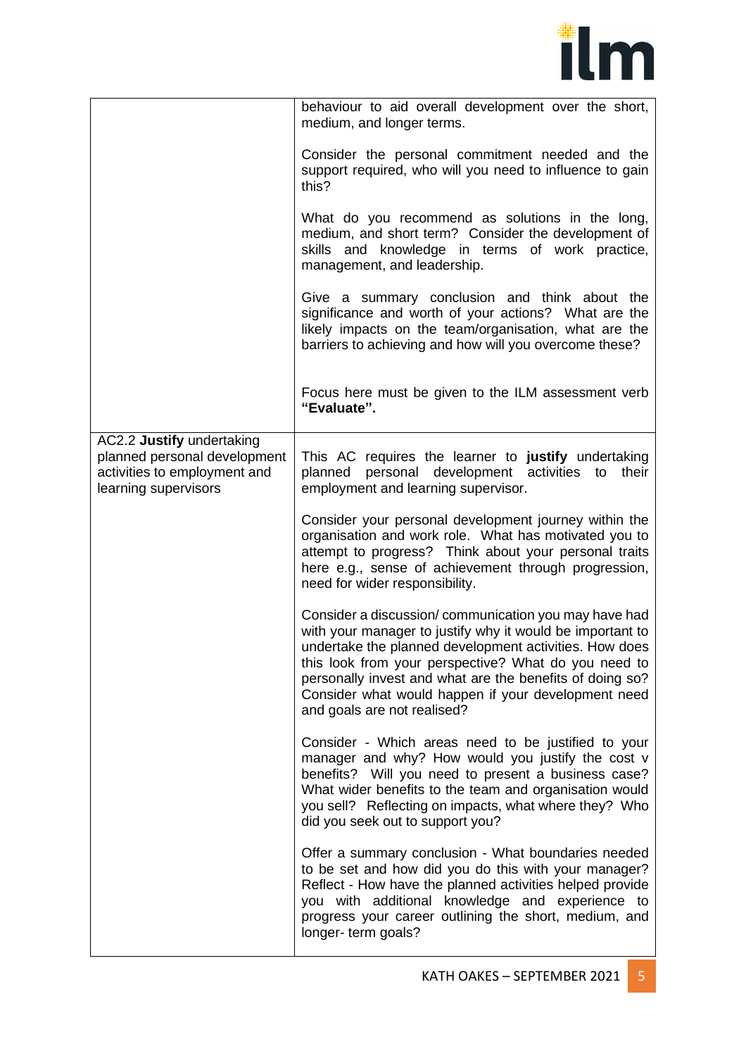| | |
|---|---|
| | behaviour to aid overall development over the short, medium, and longer terms.<br><br>Consider the personal commitment needed and the support required, who will you need to influence to gain this?<br><br>What do you recommend as solutions in the long, medium, and short term? Consider the development of skills and knowledge in terms of work practice, management, and leadership.<br><br>Give a summary conclusion and think about the significance and worth of your actions? What are the likely impacts on the team/organisation, what are the barriers to achieving and how will you overcome these?<br><br>Focus here must be given to the ILM assessment verb **"Evaluate".** |
| AC2.2 **Justify** undertaking planned personal development activities to employment and learning supervisors | This AC requires the learner to **justify** undertaking planned personal development activities to their employment and learning supervisor.<br><br>Consider your personal development journey within the organisation and work role. What has motivated you to attempt to progress? Think about your personal traits here e.g., sense of achievement through progression, need for wider responsibility.<br><br>Consider a discussion/ communication you may have had with your manager to justify why it would be important to undertake the planned development activities. How does this look from your perspective? What do you need to personally invest and what are the benefits of doing so? Consider what would happen if your development need and goals are not realised?<br><br>Consider - Which areas need to be justified to your manager and why? How would you justify the cost v benefits? Will you need to present a business case? What wider benefits to the team and organisation would you sell? Reflecting on impacts, what where they? Who did you seek out to support you?<br><br>Offer a summary conclusion - What boundaries needed to be set and how did you do this with your manager? Reflect - How have the planned activities helped provide you with additional knowledge and experience to progress your career outlining the short, medium, and longer- term goals? |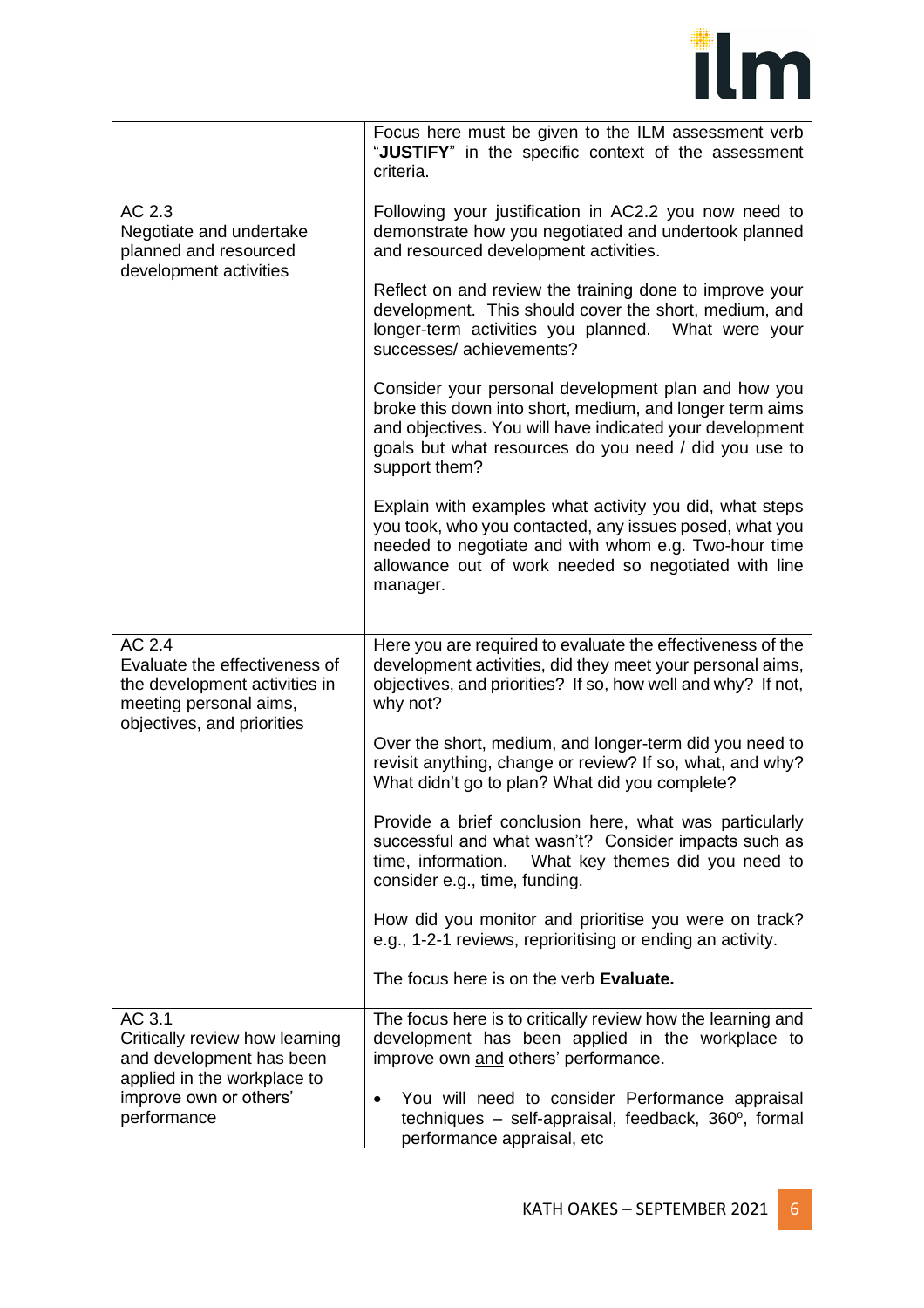| | |
|---|---|
| | Focus here must be given to the ILM assessment verb "**JUSTIFY**" in the specific context of the assessment criteria. |
| AC 2.3<br>Negotiate and undertake planned and resourced development activities | Following your justification in AC2.2 you now need to demonstrate how you negotiated and undertook planned and resourced development activities.<br><br>Reflect on and review the training done to improve your development. This should cover the short, medium, and longer-term activities you planned. What were your successes/ achievements?<br><br>Consider your personal development plan and how you broke this down into short, medium, and longer term aims and objectives. You will have indicated your development goals but what resources do you need / did you use to support them?<br><br>Explain with examples what activity you did, what steps you took, who you contacted, any issues posed, what you needed to negotiate and with whom e.g. Two-hour time allowance out of work needed so negotiated with line manager. |
| AC 2.4<br>Evaluate the effectiveness of the development activities in meeting personal aims, objectives, and priorities | Here you are required to evaluate the effectiveness of the development activities, did they meet your personal aims, objectives, and priorities? If so, how well and why? If not, why not?<br><br>Over the short, medium, and longer-term did you need to revisit anything, change or review? If so, what, and why? What didn't go to plan? What did you complete?<br><br>Provide a brief conclusion here, what was particularly successful and what wasn't? Consider impacts such as time, information. What key themes did you need to consider e.g., time, funding.<br><br>How did you monitor and prioritise you were on track? e.g., 1-2-1 reviews, reprioritising or ending an activity.<br><br>The focus here is on the verb **Evaluate.** |
| AC 3.1<br>Critically review how learning and development has been applied in the workplace to improve own or others' performance | The focus here is to critically review how the learning and development has been applied in the workplace to improve own <u>and</u> others' performance.<br><br>• You will need to consider Performance appraisal techniques – self-appraisal, feedback, 360°, formal performance appraisal, etc |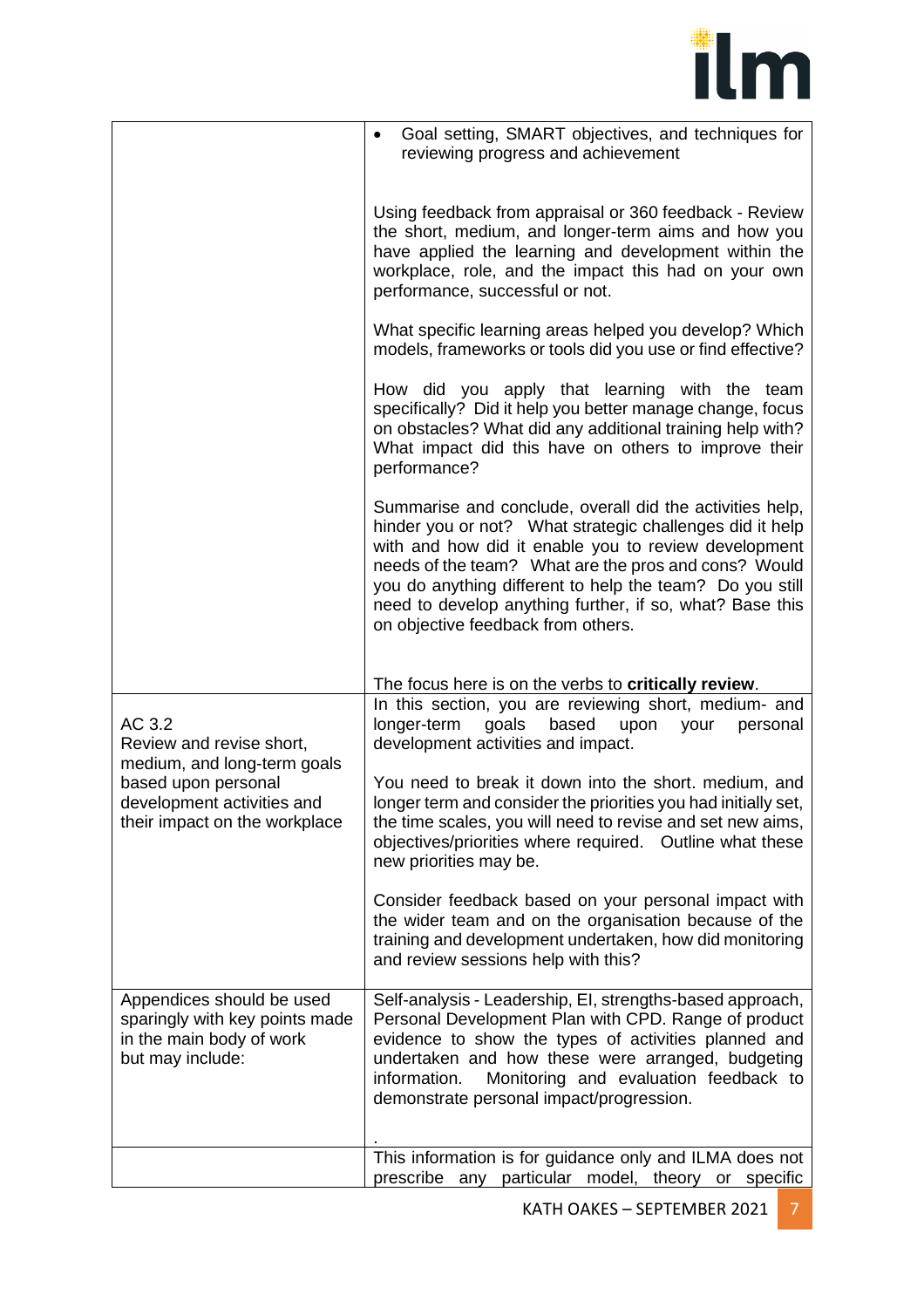| | |
|---|---|
| | • Goal setting, SMART objectives, and techniques for reviewing progress and achievement<br><br>Using feedback from appraisal or 360 feedback - Review the short, medium, and longer-term aims and how you have applied the learning and development within the workplace, role, and the impact this had on your own performance, successful or not.<br><br>What specific learning areas helped you develop? Which models, frameworks or tools did you use or find effective?<br><br>How did you apply that learning with the team specifically? Did it help you better manage change, focus on obstacles? What did any additional training help with? What impact did this have on others to improve their performance?<br><br>Summarise and conclude, overall did the activities help, hinder you or not? What strategic challenges did it help with and how did it enable you to review development needs of the team? What are the pros and cons? Would you do anything different to help the team? Do you still need to develop anything further, if so, what? Base this on objective feedback from others.<br><br>The focus here is on the verbs to **critically review**. |
| AC 3.2<br>Review and revise short, medium, and long-term goals based upon personal development activities and their impact on the workplace | In this section, you are reviewing short, medium- and longer-term goals based upon your personal development activities and impact.<br><br>You need to break it down into the short. medium, and longer term and consider the priorities you had initially set, the time scales, you will need to revise and set new aims, objectives/priorities where required. Outline what these new priorities may be.<br><br>Consider feedback based on your personal impact with the wider team and on the organisation because of the training and development undertaken, how did monitoring and review sessions help with this? |
| Appendices should be used sparingly with key points made in the main body of work but may include: | Self-analysis - Leadership, EI, strengths-based approach, Personal Development Plan with CPD. Range of product evidence to show the types of activities planned and undertaken and how these were arranged, budgeting information. Monitoring and evaluation feedback to demonstrate personal impact/progression.<br><br>. |
| | This information is for guidance only and ILMA does not prescribe any particular model, theory or specific |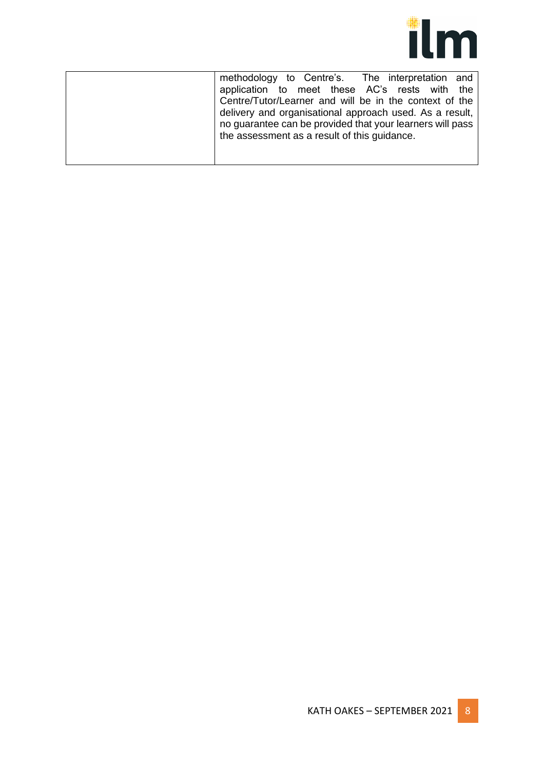| | |
|---|---|
| | methodology to Centre's. The interpretation and application to meet these AC's rests with the Centre/Tutor/Learner and will be in the context of the delivery and organisational approach used. As a result, no guarantee can be provided that your learners will pass the assessment as a result of this guidance. |